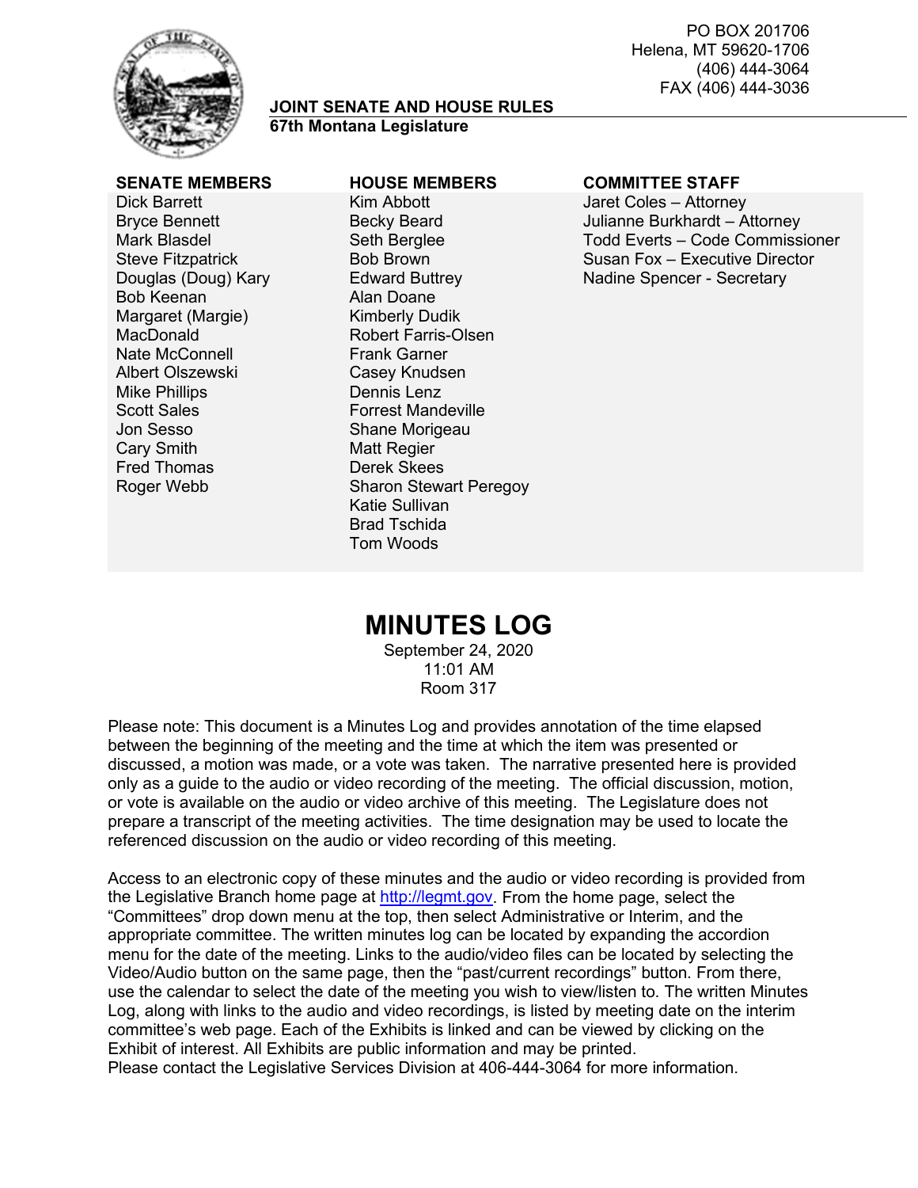PO BOX 201706
Helena, MT 59620-1706
(406) 444-3064
FAX (406) 444-3036

**JOINT SENATE AND HOUSE RULES**
**67th Montana Legislature**

| SENATE MEMBERS | HOUSE MEMBERS | COMMITTEE STAFF |
|---|---|---|
| Dick Barrett | Kim Abbott | Jaret Coles – Attorney |
| Bryce Bennett | Becky Beard | Julianne Burkhardt – Attorney |
| Mark Blasdel | Seth Berglee | Todd Everts – Code Commissioner |
| Steve Fitzpatrick | Bob Brown | Susan Fox – Executive Director |
| Douglas (Doug) Kary | Edward Buttrey | Nadine Spencer - Secretary |
| Bob Keenan | Alan Doane | |
| Margaret (Margie) MacDonald | Kimberly Dudik | |
| Nate McConnell | Robert Farris-Olsen | |
| Albert Olszewski | Frank Garner | |
| Mike Phillips | Casey Knudsen | |
| Scott Sales | Dennis Lenz | |
| Jon Sesso | Forrest Mandeville | |
| Cary Smith | Shane Morigeau | |
| Fred Thomas | Matt Regier | |
| Roger Webb | Derek Skees | |
| | Sharon Stewart Peregoy | |
| | Katie Sullivan | |
| | Brad Tschida | |
| | Tom Woods | |

# MINUTES LOG

September 24, 2020
11:01 AM
Room 317

Please note: This document is a Minutes Log and provides annotation of the time elapsed between the beginning of the meeting and the time at which the item was presented or discussed, a motion was made, or a vote was taken. The narrative presented here is provided only as a guide to the audio or video recording of the meeting. The official discussion, motion, or vote is available on the audio or video archive of this meeting. The Legislature does not prepare a transcript of the meeting activities. The time designation may be used to locate the referenced discussion on the audio or video recording of this meeting.

Access to an electronic copy of these minutes and the audio or video recording is provided from the Legislative Branch home page at http://legmt.gov. From the home page, select the "Committees" drop down menu at the top, then select Administrative or Interim, and the appropriate committee. The written minutes log can be located by expanding the accordion menu for the date of the meeting. Links to the audio/video files can be located by selecting the Video/Audio button on the same page, then the "past/current recordings" button. From there, use the calendar to select the date of the meeting you wish to view/listen to. The written Minutes Log, along with links to the audio and video recordings, is listed by meeting date on the interim committee's web page. Each of the Exhibits is linked and can be viewed by clicking on the Exhibit of interest. All Exhibits are public information and may be printed.
Please contact the Legislative Services Division at 406-444-3064 for more information.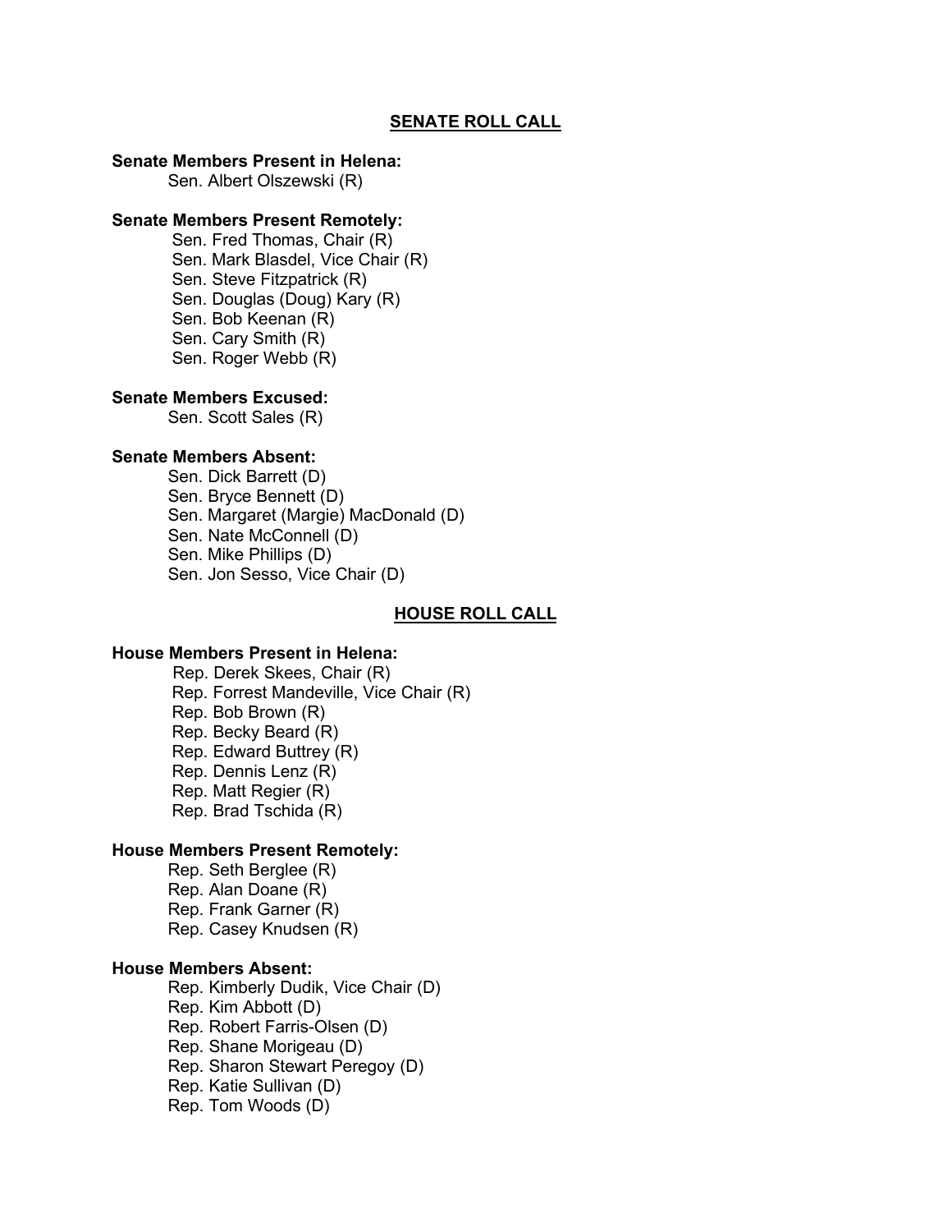## SENATE ROLL CALL

**Senate Members Present in Helena:**

Sen. Albert Olszewski (R)

**Senate Members Present Remotely:**

Sen. Fred Thomas, Chair (R)
Sen. Mark Blasdel, Vice Chair (R)
Sen. Steve Fitzpatrick (R)
Sen. Douglas (Doug) Kary (R)
Sen. Bob Keenan (R)
Sen. Cary Smith (R)
Sen. Roger Webb (R)

**Senate Members Excused:**

Sen. Scott Sales (R)

**Senate Members Absent:**

Sen. Dick Barrett (D)
Sen. Bryce Bennett (D)
Sen. Margaret (Margie) MacDonald (D)
Sen. Nate McConnell (D)
Sen. Mike Phillips (D)
Sen. Jon Sesso, Vice Chair (D)

## HOUSE ROLL CALL

**House Members Present in Helena:**

Rep. Derek Skees, Chair (R)
Rep. Forrest Mandeville, Vice Chair (R)
Rep. Bob Brown (R)
Rep. Becky Beard (R)
Rep. Edward Buttrey (R)
Rep. Dennis Lenz (R)
Rep. Matt Regier (R)
Rep. Brad Tschida (R)

**House Members Present Remotely:**

Rep. Seth Berglee (R)
Rep. Alan Doane (R)
Rep. Frank Garner (R)
Rep. Casey Knudsen (R)

**House Members Absent:**

Rep. Kimberly Dudik, Vice Chair (D)
Rep. Kim Abbott (D)
Rep. Robert Farris-Olsen (D)
Rep. Shane Morigeau (D)
Rep. Sharon Stewart Peregoy (D)
Rep. Katie Sullivan (D)
Rep. Tom Woods (D)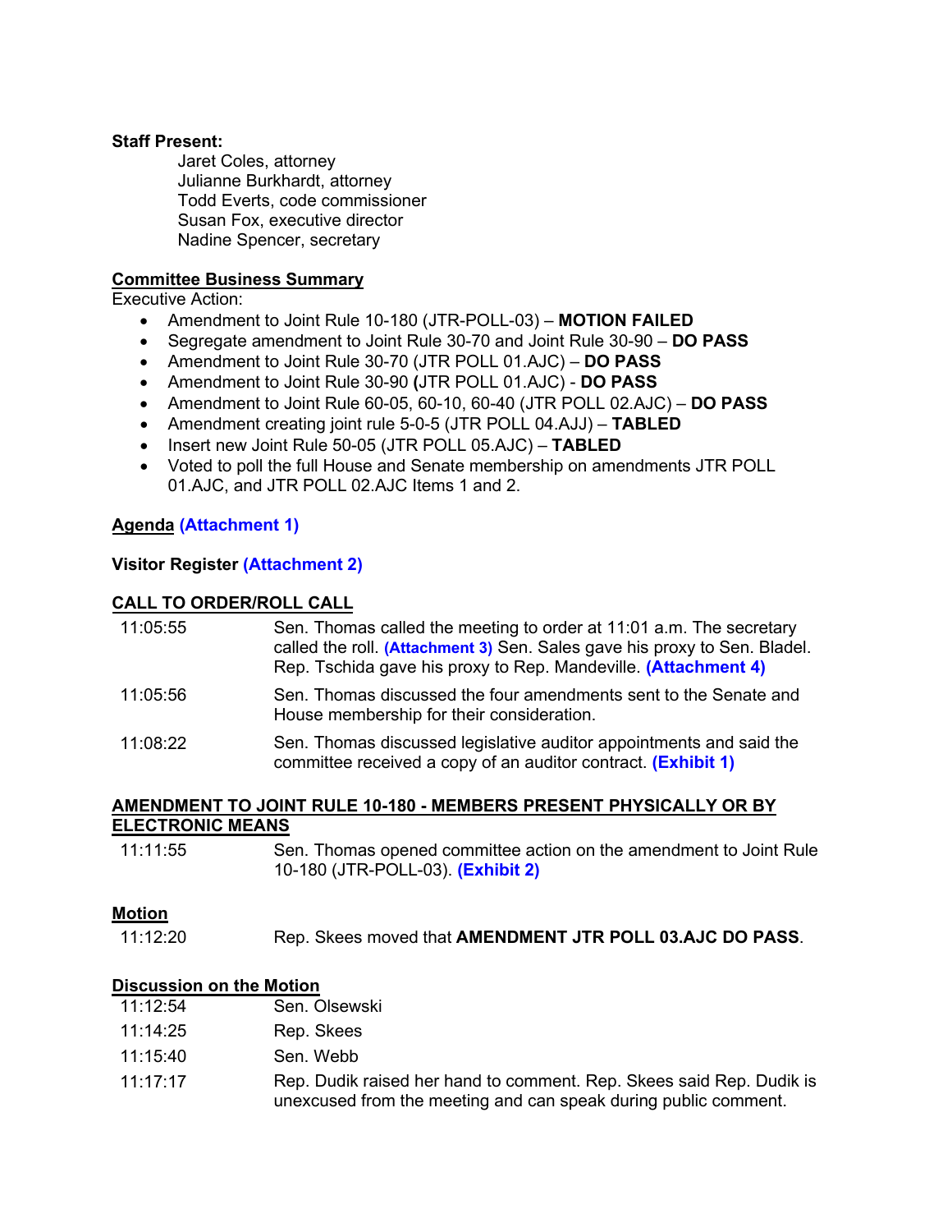**Staff Present:**

Jaret Coles, attorney
Julianne Burkhardt, attorney
Todd Everts, code commissioner
Susan Fox, executive director
Nadine Spencer, secretary

**Committee Business Summary**

Executive Action:

- Amendment to Joint Rule 10-180 (JTR-POLL-03) – **MOTION FAILED**
- Segregate amendment to Joint Rule 30-70 and Joint Rule 30-90 – **DO PASS**
- Amendment to Joint Rule 30-70 (JTR POLL 01.AJC) – **DO PASS**
- Amendment to Joint Rule 30-90 **(**JTR POLL 01.AJC) - **DO PASS**
- Amendment to Joint Rule 60-05, 60-10, 60-40 (JTR POLL 02.AJC) – **DO PASS**
- Amendment creating joint rule 5-0-5 (JTR POLL 04.AJJ) – **TABLED**
- Insert new Joint Rule 50-05 (JTR POLL 05.AJC) – **TABLED**
- Voted to poll the full House and Senate membership on amendments JTR POLL 01.AJC, and JTR POLL 02.AJC Items 1 and 2.

**Agenda (Attachment 1)**

**Visitor Register (Attachment 2)**

**CALL TO ORDER/ROLL CALL**

| | |
|---|---|
| 11:05:55 | Sen. Thomas called the meeting to order at 11:01 a.m. The secretary called the roll. **(Attachment 3)** Sen. Sales gave his proxy to Sen. Bladel. Rep. Tschida gave his proxy to Rep. Mandeville. **(Attachment 4)** |
| 11:05:56 | Sen. Thomas discussed the four amendments sent to the Senate and House membership for their consideration. |
| 11:08:22 | Sen. Thomas discussed legislative auditor appointments and said the committee received a copy of an auditor contract. **(Exhibit 1)** |

**AMENDMENT TO JOINT RULE 10-180 - MEMBERS PRESENT PHYSICALLY OR BY ELECTRONIC MEANS**

| | |
|---|---|
| 11:11:55 | Sen. Thomas opened committee action on the amendment to Joint Rule 10-180 (JTR-POLL-03). **(Exhibit 2)** |

**Motion**

| | |
|---|---|
| 11:12:20 | Rep. Skees moved that **AMENDMENT JTR POLL 03.AJC DO PASS**. |

**Discussion on the Motion**

| | |
|---|---|
| 11:12:54 | Sen. Olsewski |
| 11:14:25 | Rep. Skees |
| 11:15:40 | Sen. Webb |
| 11:17:17 | Rep. Dudik raised her hand to comment. Rep. Skees said Rep. Dudik is unexcused from the meeting and can speak during public comment. |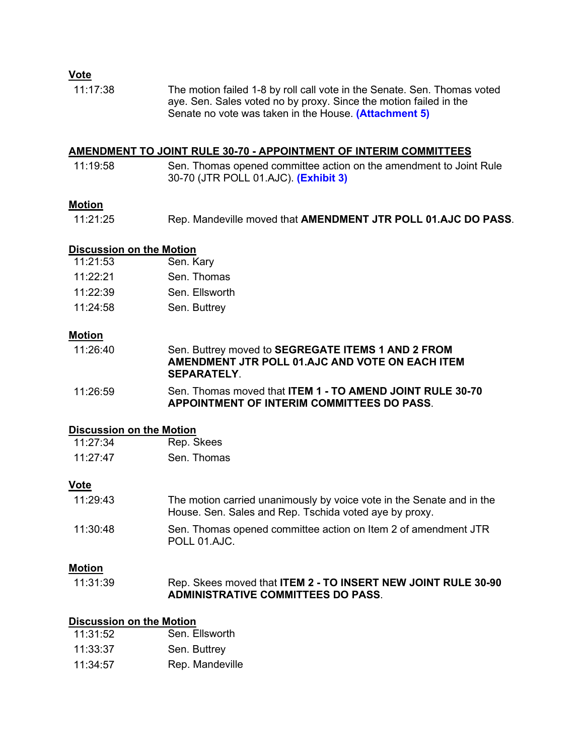**Vote**

| | |
|---|---|
| 11:17:38 | The motion failed 1-8 by roll call vote in the Senate. Sen. Thomas voted aye. Sen. Sales voted no by proxy. Since the motion failed in the Senate no vote was taken in the House. **(Attachment 5)** |

**AMENDMENT TO JOINT RULE 30-70 - APPOINTMENT OF INTERIM COMMITTEES**

| | |
|---|---|
| 11:19:58 | Sen. Thomas opened committee action on the amendment to Joint Rule 30-70 (JTR POLL 01.AJC). **(Exhibit 3)** |

**Motion**

| | |
|---|---|
| 11:21:25 | Rep. Mandeville moved that **AMENDMENT JTR POLL 01.AJC DO PASS**. |

**Discussion on the Motion**

| | |
|---|---|
| 11:21:53 | Sen. Kary |
| 11:22:21 | Sen. Thomas |
| 11:22:39 | Sen. Ellsworth |
| 11:24:58 | Sen. Buttrey |

**Motion**

| | |
|---|---|
| 11:26:40 | Sen. Buttrey moved to **SEGREGATE ITEMS 1 AND 2 FROM AMENDMENT JTR POLL 01.AJC AND VOTE ON EACH ITEM SEPARATELY**. |
| 11:26:59 | Sen. Thomas moved that **ITEM 1 - TO AMEND JOINT RULE 30-70 APPOINTMENT OF INTERIM COMMITTEES DO PASS**. |

**Discussion on the Motion**

| | |
|---|---|
| 11:27:34 | Rep. Skees |
| 11:27:47 | Sen. Thomas |

**Vote**

| | |
|---|---|
| 11:29:43 | The motion carried unanimously by voice vote in the Senate and in the House. Sen. Sales and Rep. Tschida voted aye by proxy. |
| 11:30:48 | Sen. Thomas opened committee action on Item 2 of amendment JTR POLL 01.AJC. |

**Motion**

| | |
|---|---|
| 11:31:39 | Rep. Skees moved that **ITEM 2 - TO INSERT NEW JOINT RULE 30-90 ADMINISTRATIVE COMMITTEES DO PASS**. |

**Discussion on the Motion**

| | |
|---|---|
| 11:31:52 | Sen. Ellsworth |
| 11:33:37 | Sen. Buttrey |
| 11:34:57 | Rep. Mandeville |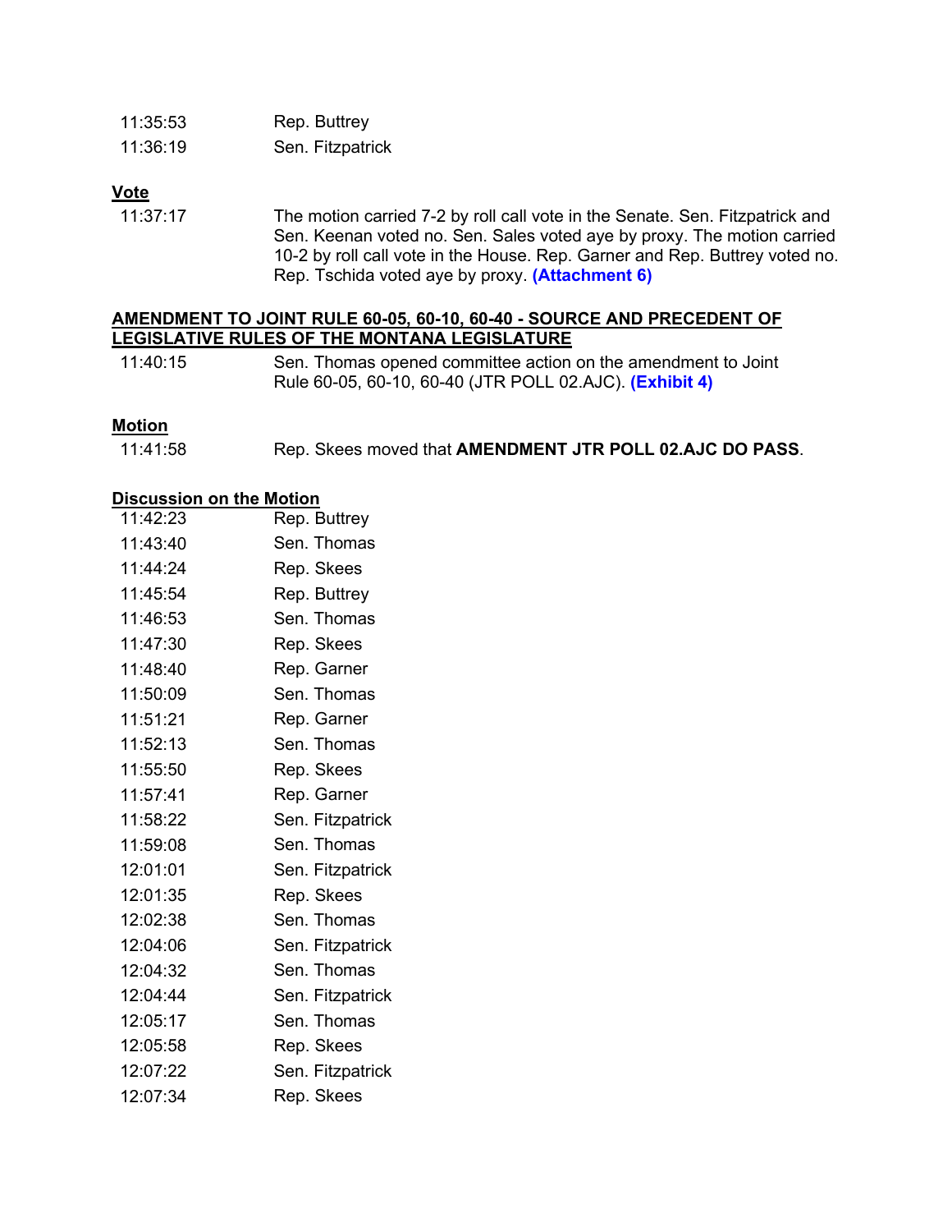| | |
|---|---|
| 11:35:53 | Rep. Buttrey |
| 11:36:19 | Sen. Fitzpatrick |

**Vote**

| | |
|---|---|
| 11:37:17 | The motion carried 7-2 by roll call vote in the Senate. Sen. Fitzpatrick and Sen. Keenan voted no. Sen. Sales voted aye by proxy. The motion carried 10-2 by roll call vote in the House. Rep. Garner and Rep. Buttrey voted no. Rep. Tschida voted aye by proxy. **(Attachment 6)** |

**AMENDMENT TO JOINT RULE 60-05, 60-10, 60-40 - SOURCE AND PRECEDENT OF LEGISLATIVE RULES OF THE MONTANA LEGISLATURE**

| | |
|---|---|
| 11:40:15 | Sen. Thomas opened committee action on the amendment to Joint Rule 60-05, 60-10, 60-40 (JTR POLL 02.AJC). **(Exhibit 4)** |

**Motion**

| | |
|---|---|
| 11:41:58 | Rep. Skees moved that **AMENDMENT JTR POLL 02.AJC DO PASS**. |

**Discussion on the Motion**

| | |
|---|---|
| 11:42:23 | Rep. Buttrey |
| 11:43:40 | Sen. Thomas |
| 11:44:24 | Rep. Skees |
| 11:45:54 | Rep. Buttrey |
| 11:46:53 | Sen. Thomas |
| 11:47:30 | Rep. Skees |
| 11:48:40 | Rep. Garner |
| 11:50:09 | Sen. Thomas |
| 11:51:21 | Rep. Garner |
| 11:52:13 | Sen. Thomas |
| 11:55:50 | Rep. Skees |
| 11:57:41 | Rep. Garner |
| 11:58:22 | Sen. Fitzpatrick |
| 11:59:08 | Sen. Thomas |
| 12:01:01 | Sen. Fitzpatrick |
| 12:01:35 | Rep. Skees |
| 12:02:38 | Sen. Thomas |
| 12:04:06 | Sen. Fitzpatrick |
| 12:04:32 | Sen. Thomas |
| 12:04:44 | Sen. Fitzpatrick |
| 12:05:17 | Sen. Thomas |
| 12:05:58 | Rep. Skees |
| 12:07:22 | Sen. Fitzpatrick |
| 12:07:34 | Rep. Skees |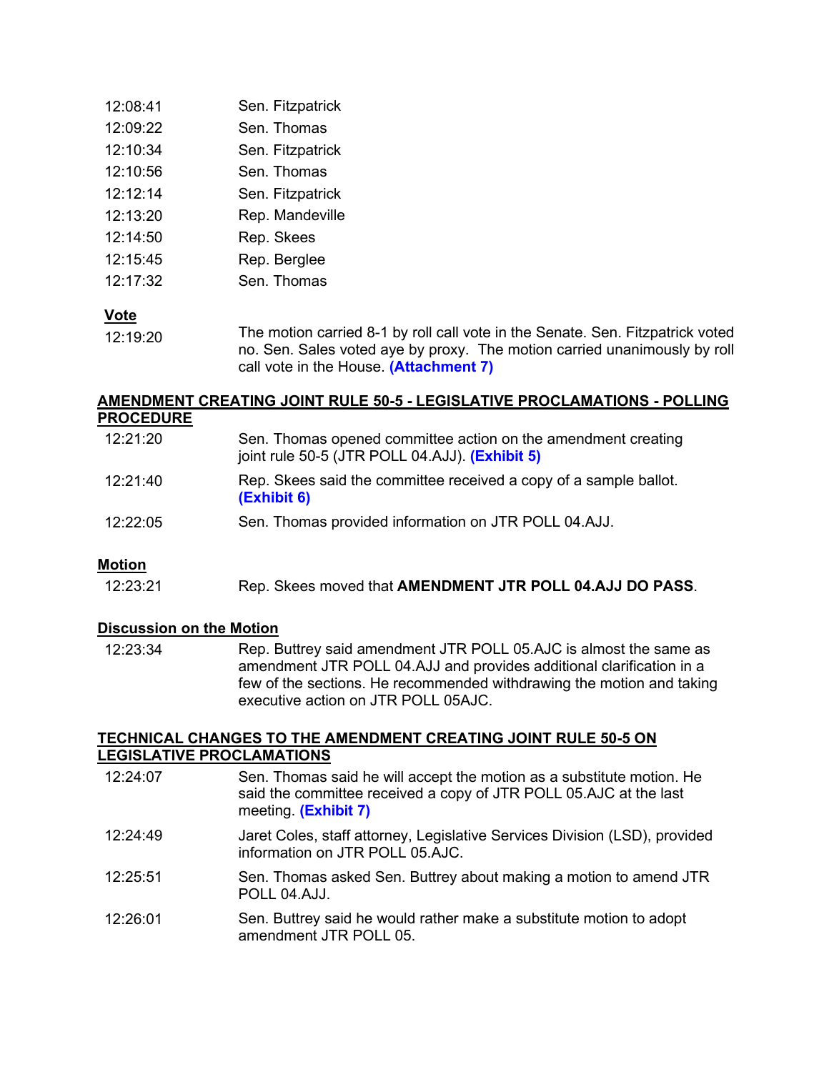| | |
|---|---|
| 12:08:41 | Sen. Fitzpatrick |
| 12:09:22 | Sen. Thomas |
| 12:10:34 | Sen. Fitzpatrick |
| 12:10:56 | Sen. Thomas |
| 12:12:14 | Sen. Fitzpatrick |
| 12:13:20 | Rep. Mandeville |
| 12:14:50 | Rep. Skees |
| 12:15:45 | Rep. Berglee |
| 12:17:32 | Sen. Thomas |

**Vote**

| | |
|---|---|
| 12:19:20 | The motion carried 8-1 by roll call vote in the Senate. Sen. Fitzpatrick voted no. Sen. Sales voted aye by proxy. The motion carried unanimously by roll call vote in the House. **(Attachment 7)** |

**AMENDMENT CREATING JOINT RULE 50-5 - LEGISLATIVE PROCLAMATIONS - POLLING PROCEDURE**

| | |
|---|---|
| 12:21:20 | Sen. Thomas opened committee action on the amendment creating joint rule 50-5 (JTR POLL 04.AJJ). **(Exhibit 5)** |
| 12:21:40 | Rep. Skees said the committee received a copy of a sample ballot. **(Exhibit 6)** |
| 12:22:05 | Sen. Thomas provided information on JTR POLL 04.AJJ. |

**Motion**

| | |
|---|---|
| 12:23:21 | Rep. Skees moved that **AMENDMENT JTR POLL 04.AJJ DO PASS**. |

**Discussion on the Motion**

| | |
|---|---|
| 12:23:34 | Rep. Buttrey said amendment JTR POLL 05.AJC is almost the same as amendment JTR POLL 04.AJJ and provides additional clarification in a few of the sections. He recommended withdrawing the motion and taking executive action on JTR POLL 05AJC. |

**TECHNICAL CHANGES TO THE AMENDMENT CREATING JOINT RULE 50-5 ON LEGISLATIVE PROCLAMATIONS**

| | |
|---|---|
| 12:24:07 | Sen. Thomas said he will accept the motion as a substitute motion. He said the committee received a copy of JTR POLL 05.AJC at the last meeting. **(Exhibit 7)** |
| 12:24:49 | Jaret Coles, staff attorney, Legislative Services Division (LSD), provided information on JTR POLL 05.AJC. |
| 12:25:51 | Sen. Thomas asked Sen. Buttrey about making a motion to amend JTR POLL 04.AJJ. |
| 12:26:01 | Sen. Buttrey said he would rather make a substitute motion to adopt amendment JTR POLL 05. |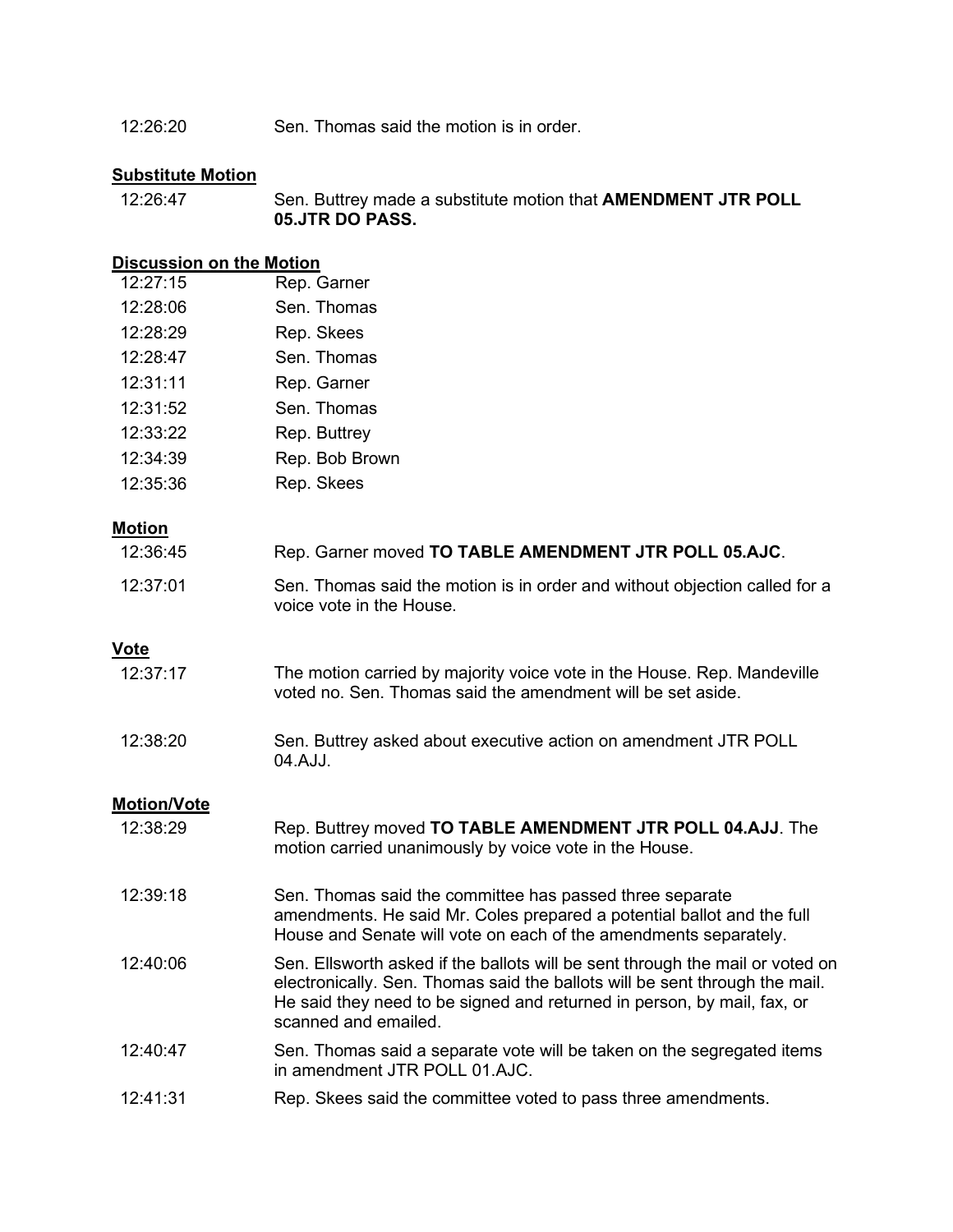| | |
|---|---|
| 12:26:20 | Sen. Thomas said the motion is in order. |

**Substitute Motion**

| | |
|---|---|
| 12:26:47 | Sen. Buttrey made a substitute motion that **AMENDMENT JTR POLL 05.JTR DO PASS.** |

**Discussion on the Motion**

| | |
|---|---|
| 12:27:15 | Rep. Garner |
| 12:28:06 | Sen. Thomas |
| 12:28:29 | Rep. Skees |
| 12:28:47 | Sen. Thomas |
| 12:31:11 | Rep. Garner |
| 12:31:52 | Sen. Thomas |
| 12:33:22 | Rep. Buttrey |
| 12:34:39 | Rep. Bob Brown |
| 12:35:36 | Rep. Skees |

**Motion**

| | |
|---|---|
| 12:36:45 | Rep. Garner moved **TO TABLE AMENDMENT JTR POLL 05.AJC**. |
| 12:37:01 | Sen. Thomas said the motion is in order and without objection called for a voice vote in the House. |

**Vote**

| | |
|---|---|
| 12:37:17 | The motion carried by majority voice vote in the House. Rep. Mandeville voted no. Sen. Thomas said the amendment will be set aside. |
| 12:38:20 | Sen. Buttrey asked about executive action on amendment JTR POLL 04.AJJ. |

**Motion/Vote**

| | |
|---|---|
| 12:38:29 | Rep. Buttrey moved **TO TABLE AMENDMENT JTR POLL 04.AJJ**. The motion carried unanimously by voice vote in the House. |
| 12:39:18 | Sen. Thomas said the committee has passed three separate amendments. He said Mr. Coles prepared a potential ballot and the full House and Senate will vote on each of the amendments separately. |
| 12:40:06 | Sen. Ellsworth asked if the ballots will be sent through the mail or voted on electronically. Sen. Thomas said the ballots will be sent through the mail. He said they need to be signed and returned in person, by mail, fax, or scanned and emailed. |
| 12:40:47 | Sen. Thomas said a separate vote will be taken on the segregated items in amendment JTR POLL 01.AJC. |
| 12:41:31 | Rep. Skees said the committee voted to pass three amendments. |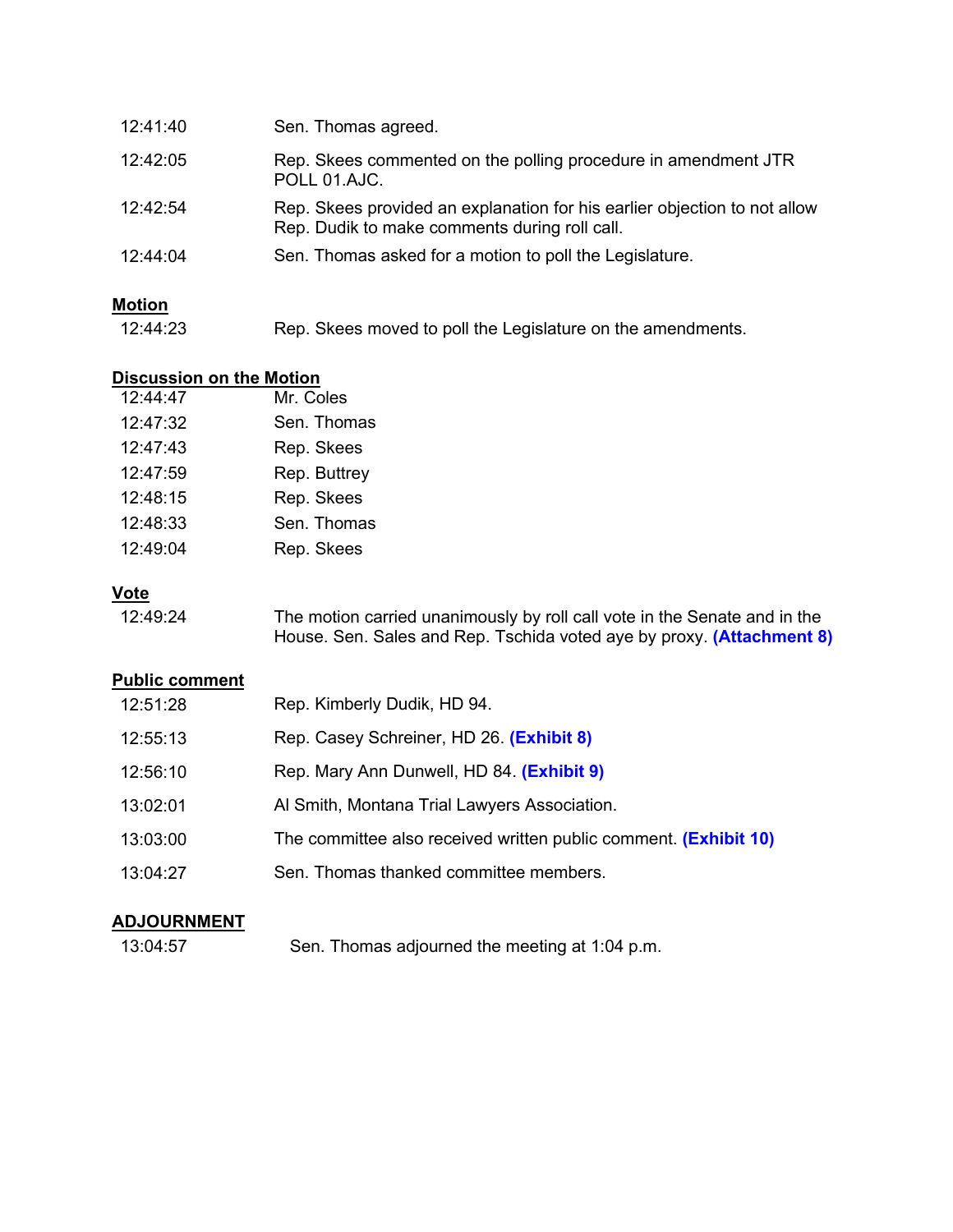| | |
|---|---|
| 12:41:40 | Sen. Thomas agreed. |
| 12:42:05 | Rep. Skees commented on the polling procedure in amendment JTR POLL 01.AJC. |
| 12:42:54 | Rep. Skees provided an explanation for his earlier objection to not allow Rep. Dudik to make comments during roll call. |
| 12:44:04 | Sen. Thomas asked for a motion to poll the Legislature. |

**Motion**

| | |
|---|---|
| 12:44:23 | Rep. Skees moved to poll the Legislature on the amendments. |

**Discussion on the Motion**

| | |
|---|---|
| 12:44:47 | Mr. Coles |
| 12:47:32 | Sen. Thomas |
| 12:47:43 | Rep. Skees |
| 12:47:59 | Rep. Buttrey |
| 12:48:15 | Rep. Skees |
| 12:48:33 | Sen. Thomas |
| 12:49:04 | Rep. Skees |

**Vote**

| | |
|---|---|
| 12:49:24 | The motion carried unanimously by roll call vote in the Senate and in the House. Sen. Sales and Rep. Tschida voted aye by proxy. **(Attachment 8)** |

**Public comment**

| | |
|---|---|
| 12:51:28 | Rep. Kimberly Dudik, HD 94. |
| 12:55:13 | Rep. Casey Schreiner, HD 26. **(Exhibit 8)** |
| 12:56:10 | Rep. Mary Ann Dunwell, HD 84. **(Exhibit 9)** |
| 13:02:01 | Al Smith, Montana Trial Lawyers Association. |
| 13:03:00 | The committee also received written public comment. **(Exhibit 10)** |
| 13:04:27 | Sen. Thomas thanked committee members. |

**ADJOURNMENT**

| | |
|---|---|
| 13:04:57 | Sen. Thomas adjourned the meeting at 1:04 p.m. |